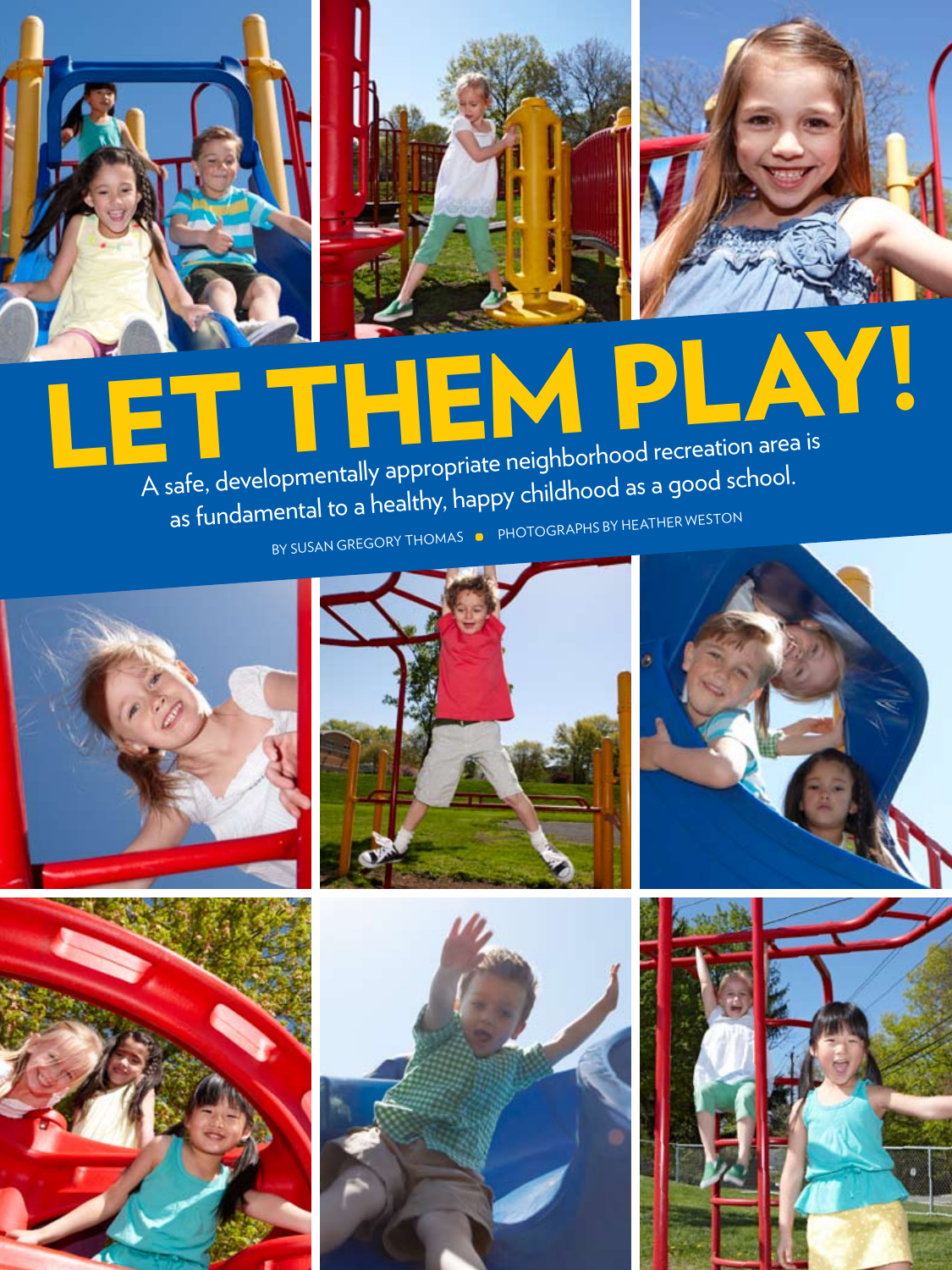# LET THEM PLAY!

A safe, developmentally appropriate neighborhood recreation area is as fundamental to a healthy, happy childhood as a good school.

BY SUSAN GREGORY THOMAS • PHOTOGRAPHS BY HEATHER WESTON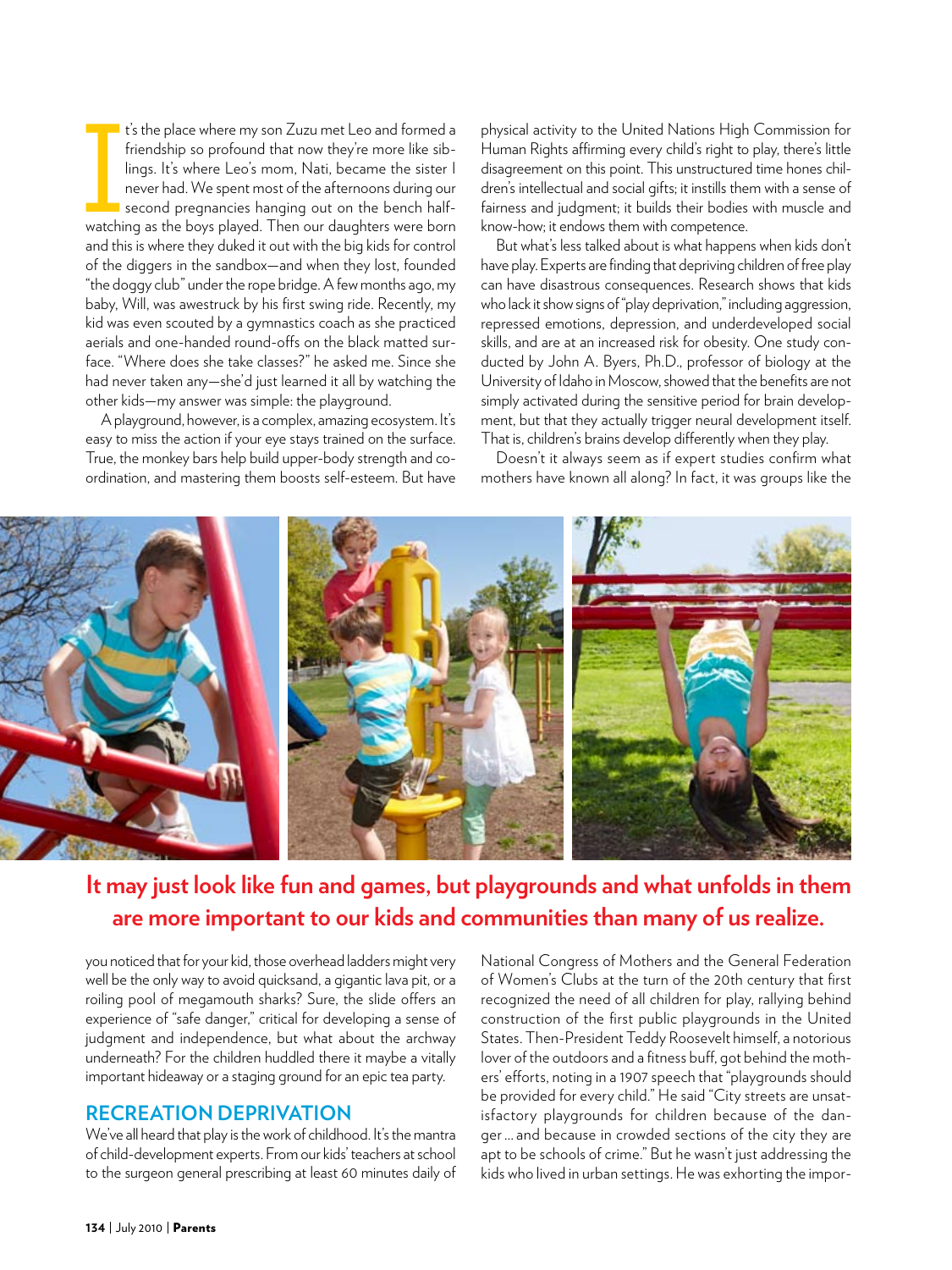It's the place where my son Zuzu met Leo and formed a friendship so profound that now they're more like siblings. It's where Leo's mom, Nati, became the sister I never had. We spent most of the afternoons during our second pregnancies hanging out on the bench half-watching as the boys played. Then our daughters were born and this is where they duked it out with the big kids for control of the diggers in the sandbox—and when they lost, founded "the doggy club" under the rope bridge. A few months ago, my baby, Will, was awestruck by his first swing ride. Recently, my kid was even scouted by a gymnastics coach as she practiced aerials and one-handed round-offs on the black matted surface. "Where does she take classes?" he asked me. Since she had never taken any—she'd just learned it all by watching the other kids—my answer was simple: the playground.

A playground, however, is a complex, amazing ecosystem. It's easy to miss the action if your eye stays trained on the surface. True, the monkey bars help build upper-body strength and coordination, and mastering them boosts self-esteem. But have you noticed that for your kid, those overhead ladders might very well be the only way to avoid quicksand, a gigantic lava pit, or a roiling pool of megamouth sharks? Sure, the slide offers an experience of "safe danger," critical for developing a sense of judgment and independence, but what about the archway underneath? For the children huddled there it maybe a vitally important hideaway or a staging ground for an epic tea party.

## RECREATION DEPRIVATION

We've all heard that play is the work of childhood. It's the mantra of child-development experts. From our kids' teachers at school to the surgeon general prescribing at least 60 minutes daily of physical activity to the United Nations High Commission for Human Rights affirming every child's right to play, there's little disagreement on this point. This unstructured time hones children's intellectual and social gifts; it instills them with a sense of fairness and judgment; it builds their bodies with muscle and know-how; it endows them with competence.

But what's less talked about is what happens when kids don't have play. Experts are finding that depriving children of free play can have disastrous consequences. Research shows that kids who lack it show signs of "play deprivation," including aggression, repressed emotions, depression, and underdeveloped social skills, and are at an increased risk for obesity. One study conducted by John A. Byers, Ph.D., professor of biology at the University of Idaho in Moscow, showed that the benefits are not simply activated during the sensitive period for brain development, but that they actually trigger neural development itself. That is, children's brains develop differently when they play.

Doesn't it always seem as if expert studies confirm what mothers have known all along? In fact, it was groups like the National Congress of Mothers and the General Federation of Women's Clubs at the turn of the 20th century that first recognized the need of all children for play, rallying behind construction of the first public playgrounds in the United States. Then-President Teddy Roosevelt himself, a notorious lover of the outdoors and a fitness buff, got behind the mothers' efforts, noting in a 1907 speech that "playgrounds should be provided for every child." He said "City streets are unsatisfactory playgrounds for children because of the danger ... and because in crowded sections of the city they are apt to be schools of crime." But he wasn't just addressing the kids who lived in urban settings. He was exhorting the impor-

**It may just look like fun and games, but playgrounds and what unfolds in them are more important to our kids and communities than many of us realize.**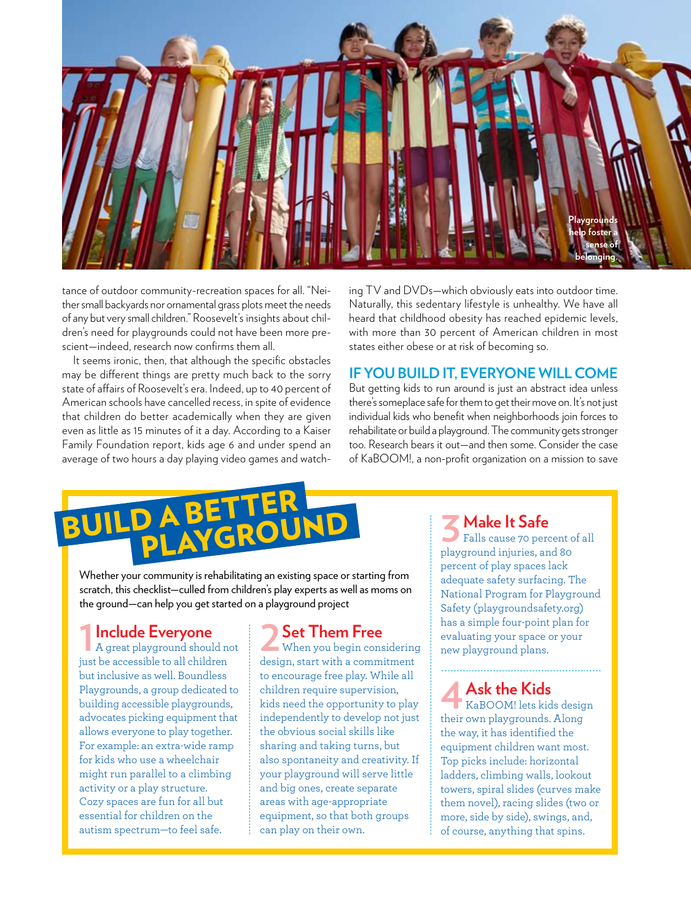Playgrounds help foster a sense of belonging.

tance of outdoor community-recreation spaces for all. "Neither small backyards nor ornamental grass plots meet the needs of any but very small children." Roosevelt's insights about children's need for playgrounds could not have been more prescient—indeed, research now confirms them all.

It seems ironic, then, that although the specific obstacles may be different things are pretty much back to the sorry state of affairs of Roosevelt's era. Indeed, up to 40 percent of American schools have cancelled recess, in spite of evidence that children do better academically when they are given even as little as 15 minutes of it a day. According to a Kaiser Family Foundation report, kids age 6 and under spend an average of two hours a day playing video games and watching TV and DVDs—which obviously eats into outdoor time. Naturally, this sedentary lifestyle is unhealthy. We have all heard that childhood obesity has reached epidemic levels, with more than 30 percent of American children in most states either obese or at risk of becoming so.

## IF YOU BUILD IT, EVERYONE WILL COME

But getting kids to run around is just an abstract idea unless there's someplace safe for them to get their move on. It's not just individual kids who benefit when neighborhoods join forces to rehabilitate or build a playground. The community gets stronger too. Research bears it out—and then some. Consider the case of KaBOOM!, a non-profit organization on a mission to save

## BUILD A BETTER PLAYGROUND

Whether your community is rehabilitating an existing space or starting from scratch, this checklist—culled from children's play experts as well as moms on the ground—can help you get started on a playground project

### 1 Include Everyone

A great playground should not just be accessible to all children but inclusive as well. Boundless Playgrounds, a group dedicated to building accessible playgrounds, advocates picking equipment that allows everyone to play together. For example: an extra-wide ramp for kids who use a wheelchair might run parallel to a climbing activity or a play structure. Cozy spaces are fun for all but essential for children on the autism spectrum—to feel safe.

### 2 Set Them Free

When you begin considering design, start with a commitment to encourage free play. While all children require supervision, kids need the opportunity to play independently to develop not just the obvious social skills like sharing and taking turns, but also spontaneity and creativity. If your playground will serve little and big ones, create separate areas with age-appropriate equipment, so that both groups can play on their own.

### 3 Make It Safe

Falls cause 70 percent of all playground injuries, and 80 percent of play spaces lack adequate safety surfacing. The National Program for Playground Safety (playgroundsafety.org) has a simple four-point plan for evaluating your space or your new playground plans.

### 4 Ask the Kids

KaBOOM! lets kids design their own playgrounds. Along the way, it has identified the equipment children want most. Top picks include: horizontal ladders, climbing walls, lookout towers, spiral slides (curves make them novel), racing slides (two or more, side by side), swings, and, of course, anything that spins.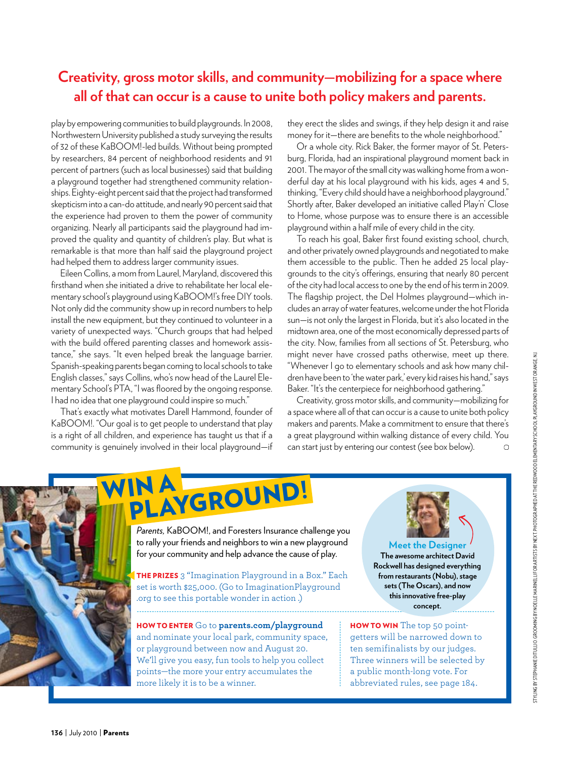## Creativity, gross motor skills, and community—mobilizing for a space where all of that can occur is a cause to unite both policy makers and parents.

play by empowering communities to build playgrounds. In 2008, Northwestern University published a study surveying the results of 32 of these KaBOOM!-led builds. Without being prompted by researchers, 84 percent of neighborhood residents and 91 percent of partners (such as local businesses) said that building a playground together had strengthened community relationships. Eighty-eight percent said that the project had transformed skepticism into a can-do attitude, and nearly 90 percent said that the experience had proven to them the power of community organizing. Nearly all participants said the playground had improved the quality and quantity of children's play. But what is remarkable is that more than half said the playground project had helped them to address larger community issues.

Eileen Collins, a mom from Laurel, Maryland, discovered this firsthand when she initiated a drive to rehabilitate her local elementary school's playground using KaBOOM!'s free DIY tools. Not only did the community show up in record numbers to help install the new equipment, but they continued to volunteer in a variety of unexpected ways. "Church groups that had helped with the build offered parenting classes and homework assistance," she says. "It even helped break the language barrier. Spanish-speaking parents began coming to local schools to take English classes," says Collins, who's now head of the Laurel Elementary School's PTA, "I was floored by the ongoing response. I had no idea that one playground could inspire so much."

That's exactly what motivates Darell Hammond, founder of KaBOOM!. "Our goal is to get people to understand that play is a right of all children, and experience has taught us that if a community is genuinely involved in their local playground—if they erect the slides and swings, if they help design it and raise money for it—there are benefits to the whole neighborhood."

Or a whole city. Rick Baker, the former mayor of St. Petersburg, Florida, had an inspirational playground moment back in 2001. The mayor of the small city was walking home from a wonderful day at his local playground with his kids, ages 4 and 5, thinking, "Every child should have a neighborhood playground." Shortly after, Baker developed an initiative called Play'n' Close to Home, whose purpose was to ensure there is an accessible playground within a half mile of every child in the city.

To reach his goal, Baker first found existing school, church, and other privately owned playgrounds and negotiated to make them accessible to the public. Then he added 25 local playgrounds to the city's offerings, ensuring that nearly 80 percent of the city had local access to one by the end of his term in 2009. The flagship project, the Del Holmes playground—which includes an array of water features, welcome under the hot Florida sun—is not only the largest in Florida, but it's also located in the midtown area, one of the most economically depressed parts of the city. Now, families from all sections of St. Petersburg, who might never have crossed paths otherwise, meet up there. "Whenever I go to elementary schools and ask how many children have been to 'the water park,' every kid raises his hand," says Baker. "It's the centerpiece for neighborhood gathering."

Creativity, gross motor skills, and community—mobilizing for a space where all of that can occur is a cause to unite both policy makers and parents. Make a commitment to ensure that there's a great playground within walking distance of every child. You can start just by entering our contest (see box below).

## WIN A PLAYGROUND!

*Parents*, KaBOOM!, and Foresters Insurance challenge you to rally your friends and neighbors to win a new playground for your community and help advance the cause of play.

**THE PRIZES** 3 "Imagination Playground in a Box." Each set is worth $25,000. (Go to ImaginationPlayground.org to see this portable wonder in action.)

**HOW TO ENTER** Go to **parents.com/playground** and nominate your local park, community space, or playground between now and August 20. We'll give you easy, fun tools to help you collect points—the more your entry accumulates the more likely it is to be a winner.

**HOW TO WIN** The top 50 point-getters will be narrowed down to ten semifinalists by our judges. Three winners will be selected by a public month-long vote. For abbreviated rules, see page 184.

**Meet the Designer**

**The awesome architect David Rockwell has designed everything from restaurants (Nobu), stage sets (The Oscars), and now this innovative free-play concept.**

STYLING BY STEPHANIE DITULLIO GROOMING BY NOELLE MARINELLI FOR ARTISTS BY NEXT PHOTOGRAPHED AT THE REDWOOD ELEMENTARY SCHOOL PLAYGROUND IN WEST ORANGE, NJ